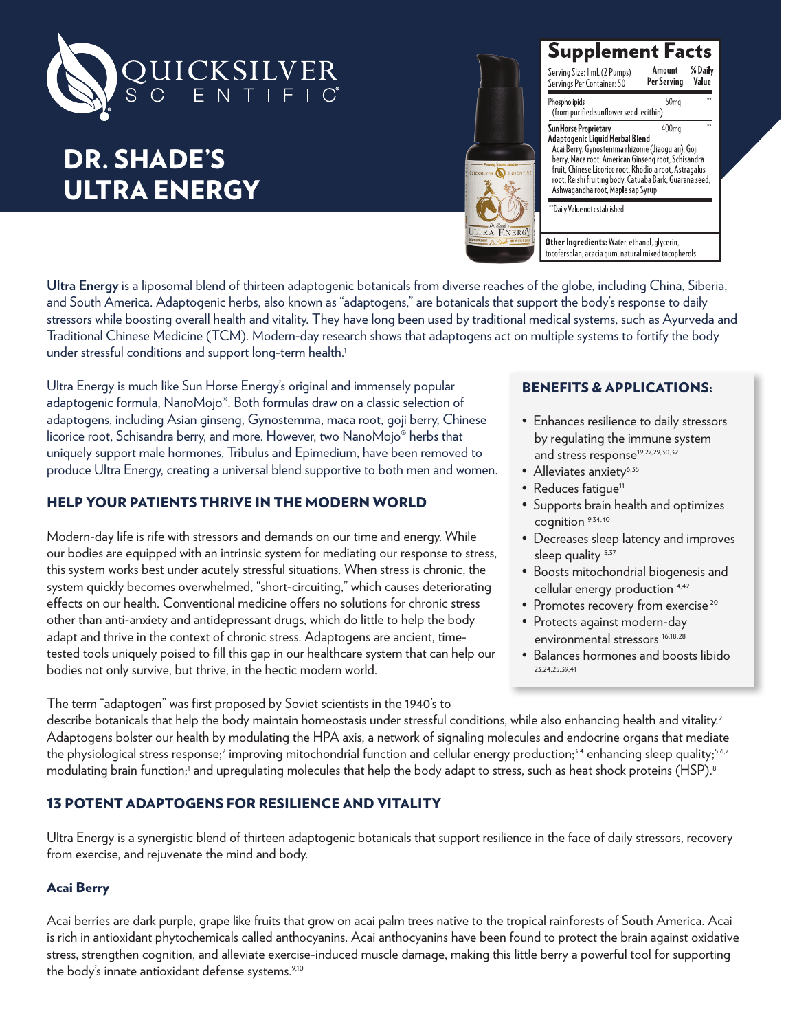# QUICKSILVER SCIENTIFIC

# DR. SHADE'S ULTRA ENERGY

## Supplement Facts

| Serving Size: 1 mL (2 Pumps) Servings Per Container: 50 | Amount Per Serving | % Daily Value |
|---|---|---|
| Phospholipids (from purified sunflower seed lecithin) | 50mg | ** |
| **Sun Horse Proprietary Adaptogenic Liquid Herbal Blend** Acai Berry, Gynostemma rhizome (Jiaogulan), Goji berry, Maca root, American Ginseng root, Schisandra fruit, Chinese Licorice root, Rhodiola root, Astragalus root, Reishi fruiting body, Catuaba Bark, Guarana seed, Ashwagandha root, Maple sap Syrup | 400mg | ** |

**Daily Value not established

**Other Ingredients:** Water, ethanol, glycerin, tocofersolan, acacia gum, natural mixed tocopherols

**Ultra Energy** is a liposomal blend of thirteen adaptogenic botanicals from diverse reaches of the globe, including China, Siberia, and South America. Adaptogenic herbs, also known as "adaptogens," are botanicals that support the body's response to daily stressors while boosting overall health and vitality. They have long been used by traditional medical systems, such as Ayurveda and Traditional Chinese Medicine (TCM). Modern-day research shows that adaptogens act on multiple systems to fortify the body under stressful conditions and support long-term health.[1]

Ultra Energy is much like Sun Horse Energy's original and immensely popular adaptogenic formula, NanoMojo®. Both formulas draw on a classic selection of adaptogens, including Asian ginseng, Gynostemma, maca root, goji berry, Chinese licorice root, Schisandra berry, and more. However, two NanoMojo® herbs that uniquely support male hormones, Tribulus and Epimedium, have been removed to produce Ultra Energy, creating a universal blend supportive to both men and women.

## HELP YOUR PATIENTS THRIVE IN THE MODERN WORLD

Modern-day life is rife with stressors and demands on our time and energy. While our bodies are equipped with an intrinsic system for mediating our response to stress, this system works best under acutely stressful situations. When stress is chronic, the system quickly becomes overwhelmed, "short-circuiting," which causes deteriorating effects on our health. Conventional medicine offers no solutions for chronic stress other than anti-anxiety and antidepressant drugs, which do little to help the body adapt and thrive in the context of chronic stress. Adaptogens are ancient, time-tested tools uniquely poised to fill this gap in our healthcare system that can help our bodies not only survive, but thrive, in the hectic modern world.

## BENEFITS & APPLICATIONS:

- Enhances resilience to daily stressors by regulating the immune system and stress response[19,27,29,30,32]
- Alleviates anxiety[6,35]
- Reduces fatigue[11]
- Supports brain health and optimizes cognition [9,34,40]
- Decreases sleep latency and improves sleep quality [5,37]
- Boosts mitochondrial biogenesis and cellular energy production [4,42]
- Promotes recovery from exercise [20]
- Protects against modern-day environmental stressors [16,18,28]
- Balances hormones and boosts libido [23,24,25,39,41]

The term "adaptogen" was first proposed by Soviet scientists in the 1940's to describe botanicals that help the body maintain homeostasis under stressful conditions, while also enhancing health and vitality.[2] Adaptogens bolster our health by modulating the HPA axis, a network of signaling molecules and endocrine organs that mediate the physiological stress response;[2] improving mitochondrial function and cellular energy production;[3,4] enhancing sleep quality;[5,6,7] modulating brain function;[1] and upregulating molecules that help the body adapt to stress, such as heat shock proteins (HSP).[8]

## 13 POTENT ADAPTOGENS FOR RESILIENCE AND VITALITY

Ultra Energy is a synergistic blend of thirteen adaptogenic botanicals that support resilience in the face of daily stressors, recovery from exercise, and rejuvenate the mind and body.

### Acai Berry

Acai berries are dark purple, grape like fruits that grow on acai palm trees native to the tropical rainforests of South America. Acai is rich in antioxidant phytochemicals called anthocyanins. Acai anthocyanins have been found to protect the brain against oxidative stress, strengthen cognition, and alleviate exercise-induced muscle damage, making this little berry a powerful tool for supporting the body's innate antioxidant defense systems.[9,10]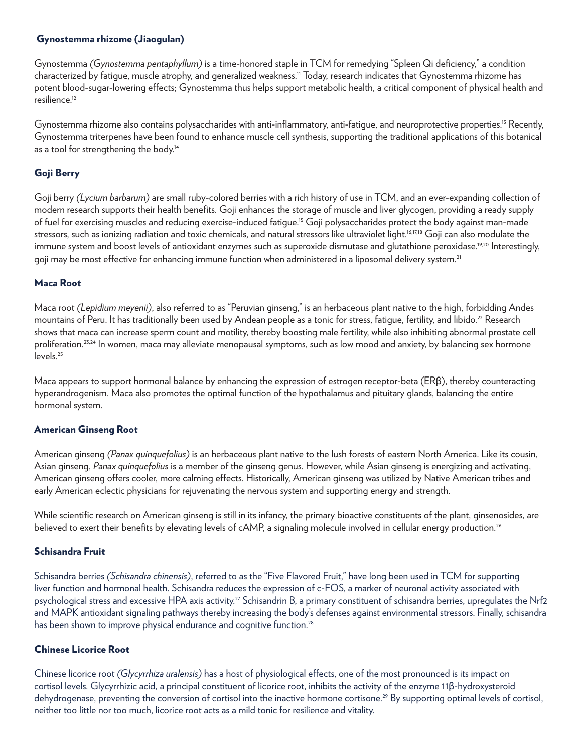## Gynostemma rhizome (Jiaogulan)

Gynostemma *(Gynostemma pentaphyllum)* is a time-honored staple in TCM for remedying "Spleen Qi deficiency," a condition characterized by fatigue, muscle atrophy, and generalized weakness.[11] Today, research indicates that Gynostemma rhizome has potent blood-sugar-lowering effects; Gynostemma thus helps support metabolic health, a critical component of physical health and resilience.[12]

Gynostemma rhizome also contains polysaccharides with anti-inflammatory, anti-fatigue, and neuroprotective properties.[13] Recently, Gynostemma triterpenes have been found to enhance muscle cell synthesis, supporting the traditional applications of this botanical as a tool for strengthening the body.[14]

## Goji Berry

Goji berry *(Lycium barbarum)* are small ruby-colored berries with a rich history of use in TCM, and an ever-expanding collection of modern research supports their health benefits. Goji enhances the storage of muscle and liver glycogen, providing a ready supply of fuel for exercising muscles and reducing exercise-induced fatigue.[15] Goji polysaccharides protect the body against man-made stressors, such as ionizing radiation and toxic chemicals, and natural stressors like ultraviolet light.[16,17,18] Goji can also modulate the immune system and boost levels of antioxidant enzymes such as superoxide dismutase and glutathione peroxidase.[19,20] Interestingly, goji may be most effective for enhancing immune function when administered in a liposomal delivery system.[21]

## Maca Root

Maca root *(Lepidium meyenii)*, also referred to as "Peruvian ginseng," is an herbaceous plant native to the high, forbidding Andes mountains of Peru. It has traditionally been used by Andean people as a tonic for stress, fatigue, fertility, and libido.[22] Research shows that maca can increase sperm count and motility, thereby boosting male fertility, while also inhibiting abnormal prostate cell proliferation.[23,24] In women, maca may alleviate menopausal symptoms, such as low mood and anxiety, by balancing sex hormone levels.[25]

Maca appears to support hormonal balance by enhancing the expression of estrogen receptor-beta (ERβ), thereby counteracting hyperandrogenism. Maca also promotes the optimal function of the hypothalamus and pituitary glands, balancing the entire hormonal system.

## American Ginseng Root

American ginseng *(Panax quinquefolius)* is an herbaceous plant native to the lush forests of eastern North America. Like its cousin, Asian ginseng, *Panax quinquefolius* is a member of the ginseng genus. However, while Asian ginseng is energizing and activating, American ginseng offers cooler, more calming effects. Historically, American ginseng was utilized by Native American tribes and early American eclectic physicians for rejuvenating the nervous system and supporting energy and strength.

While scientific research on American ginseng is still in its infancy, the primary bioactive constituents of the plant, ginsenosides, are believed to exert their benefits by elevating levels of cAMP, a signaling molecule involved in cellular energy production.[26]

## Schisandra Fruit

Schisandra berries *(Schisandra chinensis)*, referred to as the "Five Flavored Fruit," have long been used in TCM for supporting liver function and hormonal health. Schisandra reduces the expression of c-FOS, a marker of neuronal activity associated with psychological stress and excessive HPA axis activity.[27] Schisandrin B, a primary constituent of schisandra berries, upregulates the Nrf2 and MAPK antioxidant signaling pathways thereby increasing the body's defenses against environmental stressors. Finally, schisandra has been shown to improve physical endurance and cognitive function.[28]

## Chinese Licorice Root

Chinese licorice root *(Glycyrrhiza uralensis)* has a host of physiological effects, one of the most pronounced is its impact on cortisol levels. Glycyrrhizic acid, a principal constituent of licorice root, inhibits the activity of the enzyme 11β-hydroxysteroid dehydrogenase, preventing the conversion of cortisol into the inactive hormone cortisone.[29] By supporting optimal levels of cortisol, neither too little nor too much, licorice root acts as a mild tonic for resilience and vitality.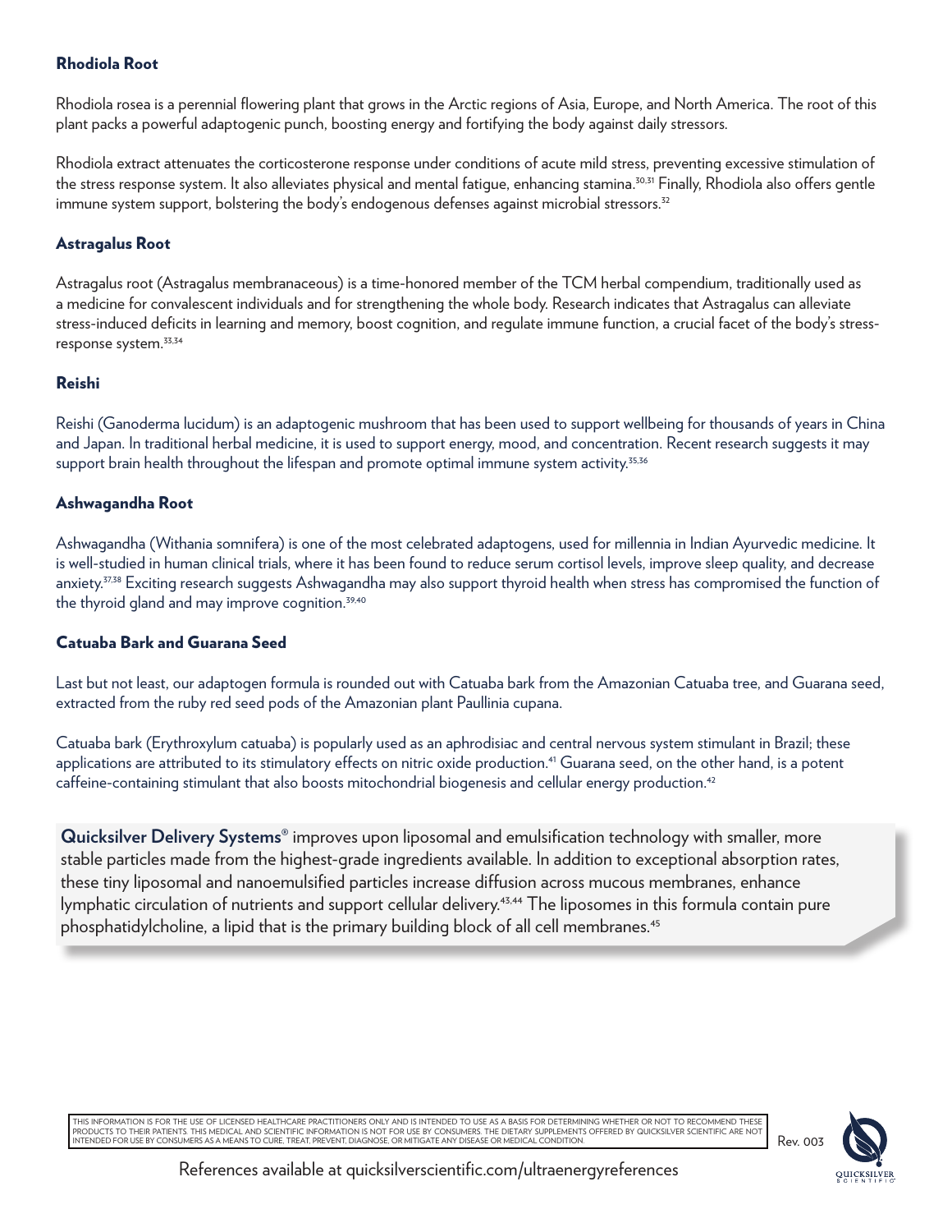### Rhodiola Root

Rhodiola rosea is a perennial flowering plant that grows in the Arctic regions of Asia, Europe, and North America. The root of this plant packs a powerful adaptogenic punch, boosting energy and fortifying the body against daily stressors.

Rhodiola extract attenuates the corticosterone response under conditions of acute mild stress, preventing excessive stimulation of the stress response system. It also alleviates physical and mental fatigue, enhancing stamina.[30,31] Finally, Rhodiola also offers gentle immune system support, bolstering the body's endogenous defenses against microbial stressors.[32]

### Astragalus Root

Astragalus root (Astragalus membranaceous) is a time-honored member of the TCM herbal compendium, traditionally used as a medicine for convalescent individuals and for strengthening the whole body. Research indicates that Astragalus can alleviate stress-induced deficits in learning and memory, boost cognition, and regulate immune function, a crucial facet of the body's stress-response system.[33,34]

### Reishi

Reishi (Ganoderma lucidum) is an adaptogenic mushroom that has been used to support wellbeing for thousands of years in China and Japan. In traditional herbal medicine, it is used to support energy, mood, and concentration. Recent research suggests it may support brain health throughout the lifespan and promote optimal immune system activity.[35,36]

### Ashwagandha Root

Ashwagandha (Withania somnifera) is one of the most celebrated adaptogens, used for millennia in Indian Ayurvedic medicine. It is well-studied in human clinical trials, where it has been found to reduce serum cortisol levels, improve sleep quality, and decrease anxiety.[37,38] Exciting research suggests Ashwagandha may also support thyroid health when stress has compromised the function of the thyroid gland and may improve cognition.[39,40]

### Catuaba Bark and Guarana Seed

Last but not least, our adaptogen formula is rounded out with Catuaba bark from the Amazonian Catuaba tree, and Guarana seed, extracted from the ruby red seed pods of the Amazonian plant Paullinia cupana.

Catuaba bark (Erythroxylum catuaba) is popularly used as an aphrodisiac and central nervous system stimulant in Brazil; these applications are attributed to its stimulatory effects on nitric oxide production.[41] Guarana seed, on the other hand, is a potent caffeine-containing stimulant that also boosts mitochondrial biogenesis and cellular energy production.[42]

**Quicksilver Delivery Systems®** improves upon liposomal and emulsification technology with smaller, more stable particles made from the highest-grade ingredients available. In addition to exceptional absorption rates, these tiny liposomal and nanoemulsified particles increase diffusion across mucous membranes, enhance lymphatic circulation of nutrients and support cellular delivery.[43,44] The liposomes in this formula contain pure phosphatidylcholine, a lipid that is the primary building block of all cell membranes.[45]

THIS INFORMATION IS FOR THE USE OF LICENSED HEALTHCARE PRACTITIONERS ONLY AND IS INTENDED TO USE AS A BASIS FOR DETERMINING WHETHER OR NOT TO RECOMMEND THESE PRODUCTS TO THEIR PATIENTS. THIS MEDICAL AND SCIENTIFIC INFORMATION IS NOT FOR USE BY CONSUMERS. THE DIETARY SUPPLEMENTS OFFERED BY QUICKSILVER SCIENTIFIC ARE NOT INTENDED FOR USE BY CONSUMERS AS A MEANS TO CURE, TREAT, PREVENT, DIAGNOSE, OR MITIGATE ANY DISEASE OR MEDICAL CONDITION.

Rev. 003

References available at quicksilverscientific.com/ultraenergyreferences